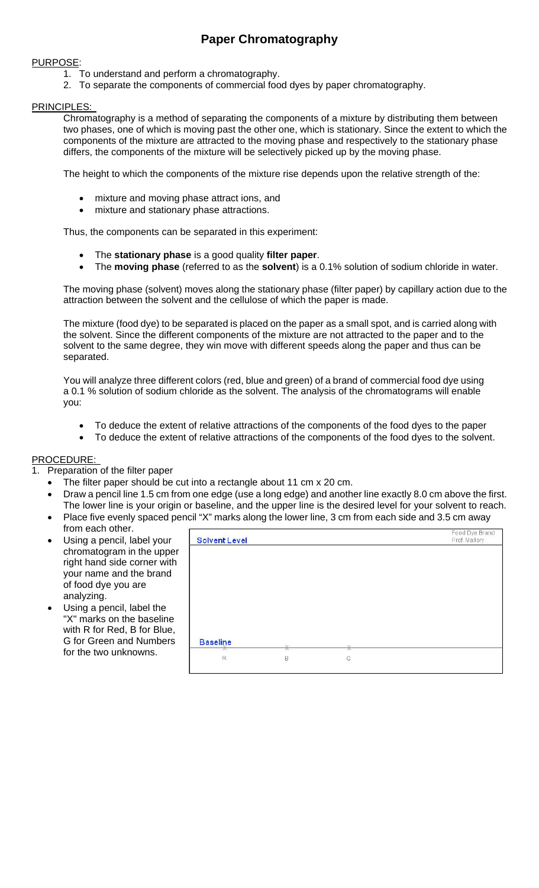# Paper Chromatography

PURPOSE:

1. To understand and perform a chromatography.
2. To separate the components of commercial food dyes by paper chromatography.

PRINCIPLES:

Chromatography is a method of separating the components of a mixture by distributing them between two phases, one of which is moving past the other one, which is stationary. Since the extent to which the components of the mixture are attracted to the moving phase and respectively to the stationary phase differs, the components of the mixture will be selectively picked up by the moving phase.

The height to which the components of the mixture rise depends upon the relative strength of the:

- mixture and moving phase attract ions, and
- mixture and stationary phase attractions.

Thus, the components can be separated in this experiment:

- The **stationary phase** is a good quality **filter paper**.
- The **moving phase** (referred to as the **solvent**) is a 0.1% solution of sodium chloride in water.

The moving phase (solvent) moves along the stationary phase (filter paper) by capillary action due to the attraction between the solvent and the cellulose of which the paper is made.

The mixture (food dye) to be separated is placed on the paper as a small spot, and is carried along with the solvent. Since the different components of the mixture are not attracted to the paper and to the solvent to the same degree, they win move with different speeds along the paper and thus can be separated.

You will analyze three different colors (red, blue and green) of a brand of commercial food dye using a 0.1 % solution of sodium chloride as the solvent. The analysis of the chromatograms will enable you:

- To deduce the extent of relative attractions of the components of the food dyes to the paper
- To deduce the extent of relative attractions of the components of the food dyes to the solvent.

PROCEDURE:

1. Preparation of the filter paper
   - The filter paper should be cut into a rectangle about 11 cm x 20 cm.
   - Draw a pencil line 1.5 cm from one edge (use a long edge) and another line exactly 8.0 cm above the first. The lower line is your origin or baseline, and the upper line is the desired level for your solvent to reach.
   - Place five evenly spaced pencil "X" marks along the lower line, 3 cm from each side and 3.5 cm away from each other.
   - Using a pencil, label your chromatogram in the upper right hand side corner with your name and the brand of food dye you are analyzing.
   - Using a pencil, label the "X" marks on the baseline with R for Red, B for Blue, G for Green and Numbers for the two unknowns.

Solvent Level — Food Dye Brand / Prof. Mallory

Baseline — X R, X B, X G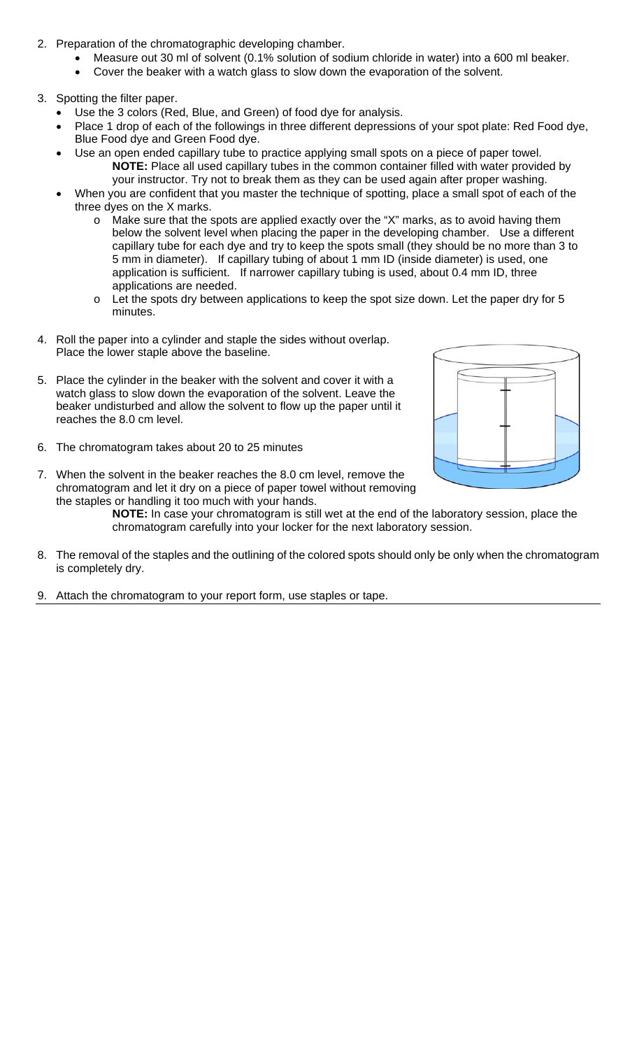2. Preparation of the chromatographic developing chamber.
    - Measure out 30 ml of solvent (0.1% solution of sodium chloride in water) into a 600 ml beaker.
    - Cover the beaker with a watch glass to slow down the evaporation of the solvent.

3. Spotting the filter paper.
    - Use the 3 colors (Red, Blue, and Green) of food dye for analysis.
    - Place 1 drop of each of the followings in three different depressions of your spot plate: Red Food dye, Blue Food dye and Green Food dye.
    - Use an open ended capillary tube to practice applying small spots on a piece of paper towel.
      **NOTE:** Place all used capillary tubes in the common container filled with water provided by your instructor. Try not to break them as they can be used again after proper washing.
    - When you are confident that you master the technique of spotting, place a small spot of each of the three dyes on the X marks.
        - Make sure that the spots are applied exactly over the "X" marks, as to avoid having them below the solvent level when placing the paper in the developing chamber. Use a different capillary tube for each dye and try to keep the spots small (they should be no more than 3 to 5 mm in diameter). If capillary tubing of about 1 mm ID (inside diameter) is used, one application is sufficient. If narrower capillary tubing is used, about 0.4 mm ID, three applications are needed.
        - Let the spots dry between applications to keep the spot size down. Let the paper dry for 5 minutes.

4. Roll the paper into a cylinder and staple the sides without overlap. Place the lower staple above the baseline.

5. Place the cylinder in the beaker with the solvent and cover it with a watch glass to slow down the evaporation of the solvent. Leave the beaker undisturbed and allow the solvent to flow up the paper until it reaches the 8.0 cm level.

6. The chromatogram takes about 20 to 25 minutes

7. When the solvent in the beaker reaches the 8.0 cm level, remove the chromatogram and let it dry on a piece of paper towel without removing the staples or handling it too much with your hands.
   **NOTE:** In case your chromatogram is still wet at the end of the laboratory session, place the chromatogram carefully into your locker for the next laboratory session.

8. The removal of the staples and the outlining of the colored spots should only be only when the chromatogram is completely dry.

9. Attach the chromatogram to your report form, use staples or tape.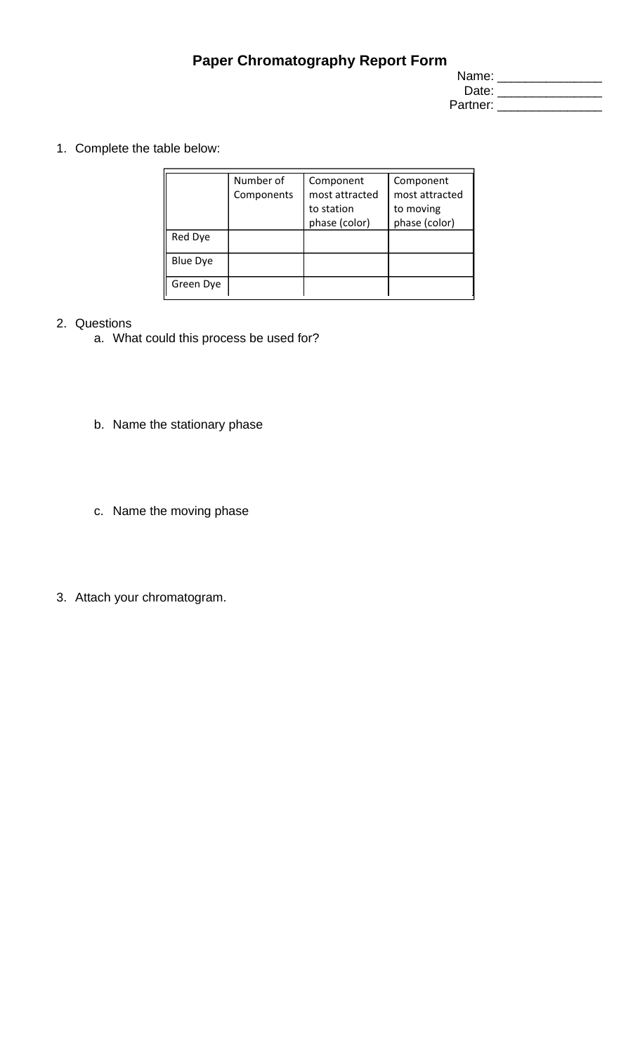# Paper Chromatography Report Form

Name: _______________
Date: _______________
Partner: _______________

1. Complete the table below:

| | Number of Components | Component most attracted to station phase (color) | Component most attracted to moving phase (color) |
|---|---|---|---|
| Red Dye | | | |
| Blue Dye | | | |
| Green Dye | | | |

2. Questions
   a. What could this process be used for?

   b. Name the stationary phase

   c. Name the moving phase

3. Attach your chromatogram.